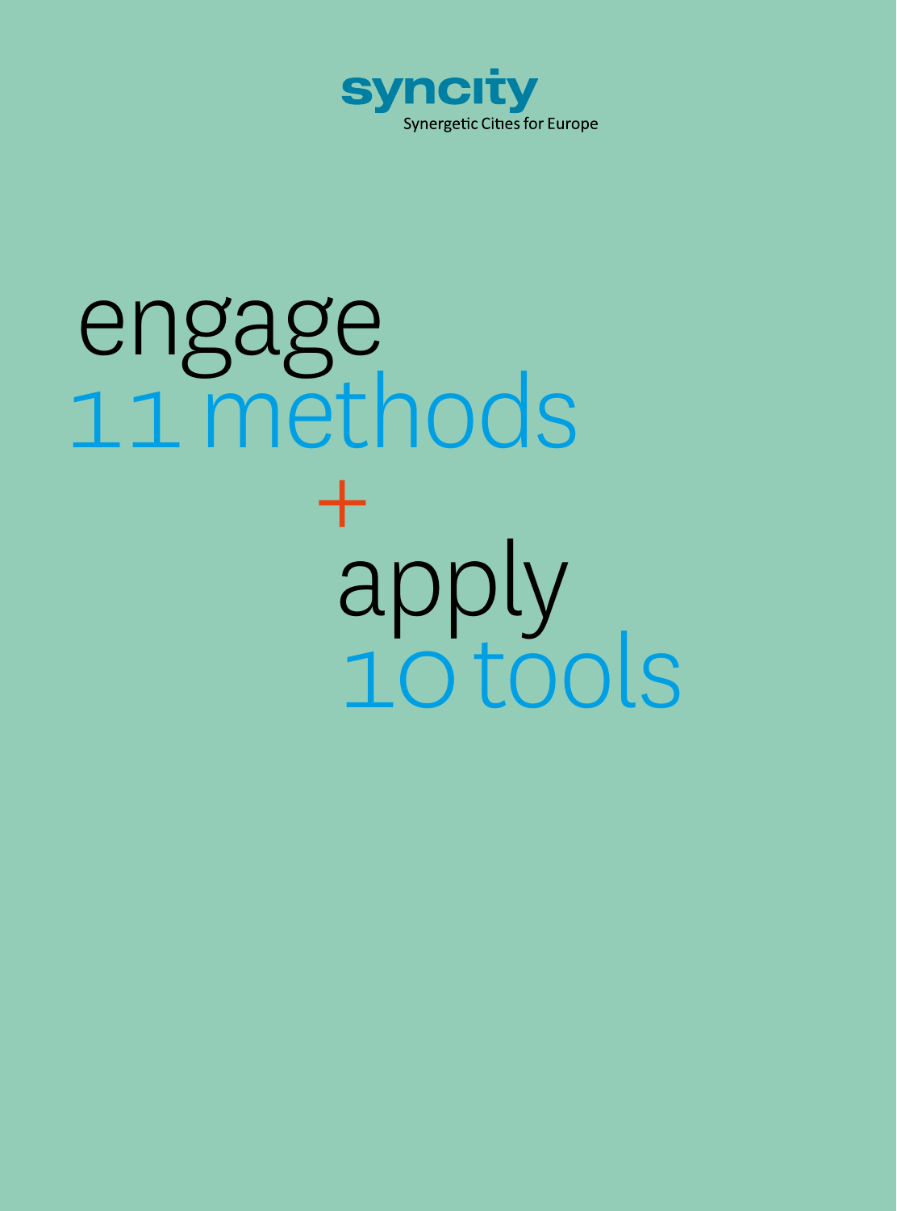syncity

Synergetic Cities for Europe

# engage
# 11 methods
# +
# apply
# 10 tools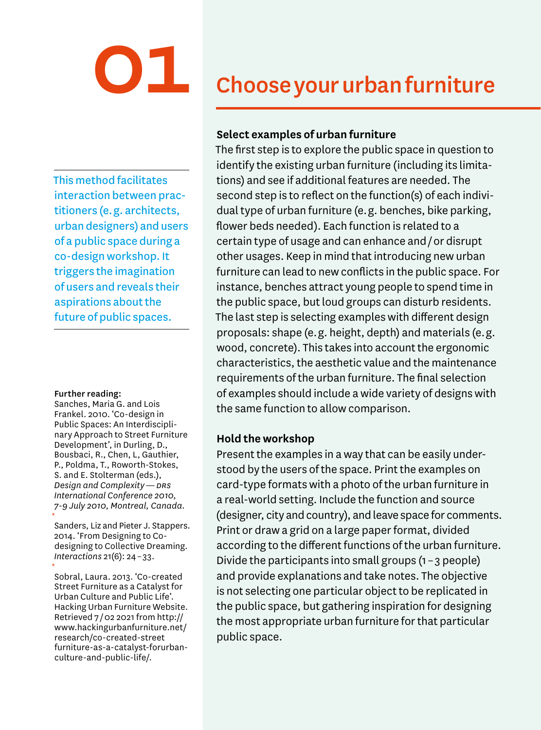# 01 Choose your urban furniture

This method facilitates interaction between practitioners (e.g. architects, urban designers) and users of a public space during a co-design workshop. It triggers the imagination of users and reveals their aspirations about the future of public spaces.

### Select examples of urban furniture

The first step is to explore the public space in question to identify the existing urban furniture (including its limitations) and see if additional features are needed. The second step is to reflect on the function(s) of each individual type of urban furniture (e.g. benches, bike parking, flower beds needed). Each function is related to a certain type of usage and can enhance and / or disrupt other usages. Keep in mind that introducing new urban furniture can lead to new conflicts in the public space. For instance, benches attract young people to spend time in the public space, but loud groups can disturb residents. The last step is selecting examples with different design proposals: shape (e.g. height, depth) and materials (e.g. wood, concrete). This takes into account the ergonomic characteristics, the aesthetic value and the maintenance requirements of the urban furniture. The final selection of examples should include a wide variety of designs with the same function to allow comparison.

### Hold the workshop

Present the examples in a way that can be easily understood by the users of the space. Print the examples on card-type formats with a photo of the urban furniture in a real-world setting. Include the function and source (designer, city and country), and leave space for comments. Print or draw a grid on a large paper format, divided according to the different functions of the urban furniture. Divide the participants into small groups (1 – 3 people) and provide explanations and take notes. The objective is not selecting one particular object to be replicated in the public space, but gathering inspiration for designing the most appropriate urban furniture for that particular public space.

**Further reading:**

Sanches, Maria G. and Lois Frankel. 2010. 'Co-design in Public Spaces: An Interdisciplinary Approach to Street Furniture Development', in Durling, D., Bousbaci, R., Chen, L, Gauthier, P., Poldma, T., Roworth-Stokes, S. and E. Stolterman (eds.), *Design and Complexity — DRS International Conference 2010, 7-9 July 2010, Montreal, Canada.*

Sanders, Liz and Pieter J. Stappers. 2014. 'From Designing to Co-designing to Collective Dreaming. *Interactions* 21(6): 24 – 33.

Sobral, Laura. 2013. 'Co-created Street Furniture as a Catalyst for Urban Culture and Public Life'. Hacking Urban Furniture Website. Retrieved 7 / 02 2021 from http://www.hackingurbanfurniture.net/research/co-created-street furniture-as-a-catalyst-forurban-culture-and-public-life/.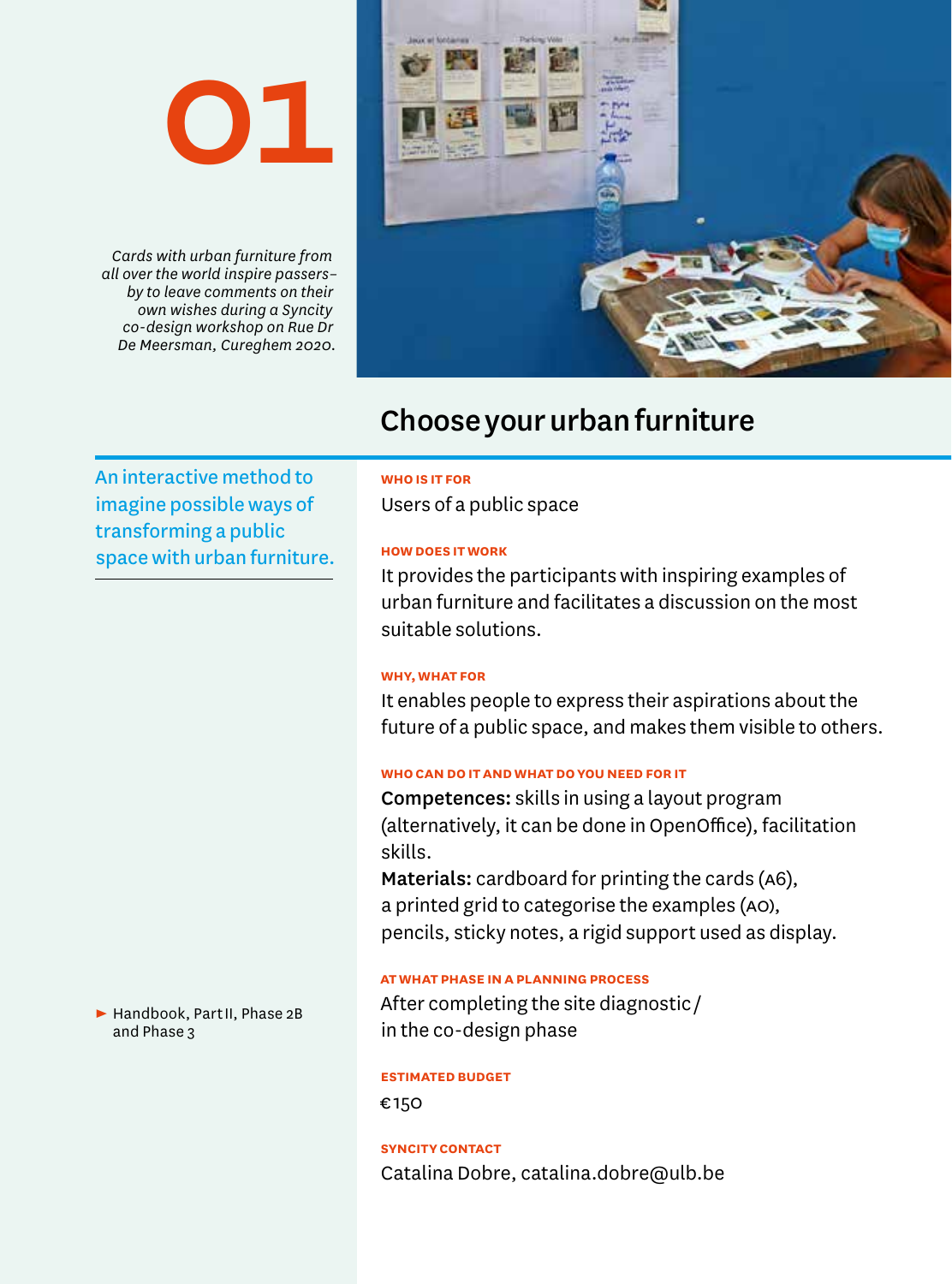# 01

*Cards with urban furniture from all over the world inspire passers-by to leave comments on their own wishes during a Syncity co-design workshop on Rue Dr De Meersman, Cureghem 2020.*

## Choose your urban furniture

An interactive method to imagine possible ways of transforming a public space with urban furniture.

**WHO IS IT FOR**

Users of a public space

**HOW DOES IT WORK**

It provides the participants with inspiring examples of urban furniture and facilitates a discussion on the most suitable solutions.

**WHY, WHAT FOR**

It enables people to express their aspirations about the future of a public space, and makes them visible to others.

**WHO CAN DO IT AND WHAT DO YOU NEED FOR IT**

**Competences:** skills in using a layout program (alternatively, it can be done in OpenOffice), facilitation skills.
**Materials:** cardboard for printing the cards (A6), a printed grid to categorise the examples (A0), pencils, sticky notes, a rigid support used as display.

**AT WHAT PHASE IN A PLANNING PROCESS**

After completing the site diagnostic / in the co-design phase

► Handbook, Part II, Phase 2B and Phase 3

**ESTIMATED BUDGET**

€150

**SYNCITY CONTACT**

Catalina Dobre, catalina.dobre@ulb.be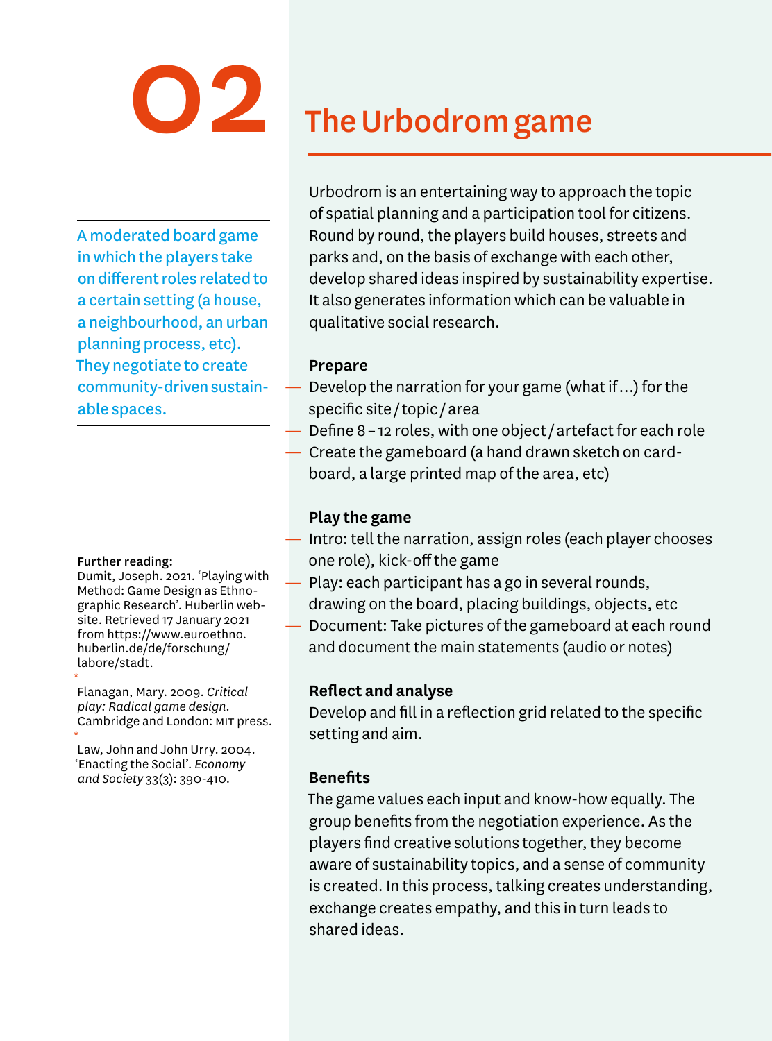# 02 The Urbodrom game

A moderated board game in which the players take on different roles related to a certain setting (a house, a neighbourhood, an urban planning process, etc). They negotiate to create community-driven sustainable spaces.

Urbodrom is an entertaining way to approach the topic of spatial planning and a participation tool for citizens. Round by round, the players build houses, streets and parks and, on the basis of exchange with each other, develop shared ideas inspired by sustainability expertise. It also generates information which can be valuable in qualitative social research.

**Prepare**

- Develop the narration for your game (what if…) for the specific site / topic / area
- Define 8 – 12 roles, with one object / artefact for each role
- Create the gameboard (a hand drawn sketch on cardboard, a large printed map of the area, etc)

**Play the game**

- Intro: tell the narration, assign roles (each player chooses one role), kick-off the game
- Play: each participant has a go in several rounds, drawing on the board, placing buildings, objects, etc
- Document: Take pictures of the gameboard at each round and document the main statements (audio or notes)

**Reflect and analyse**

Develop and fill in a reflection grid related to the specific setting and aim.

**Benefits**

The game values each input and know-how equally. The group benefits from the negotiation experience. As the players find creative solutions together, they become aware of sustainability topics, and a sense of community is created. In this process, talking creates understanding, exchange creates empathy, and this in turn leads to shared ideas.

**Further reading:**

Dumit, Joseph. 2021. 'Playing with Method: Game Design as Ethnographic Research'. Huberlin website. Retrieved 17 January 2021 from https://www.euroethno.huberlin.de/de/forschung/labore/stadt.

*

Flanagan, Mary. 2009. *Critical play: Radical game design*. Cambridge and London: MIT press.

*

Law, John and John Urry. 2004. 'Enacting the Social'. *Economy and Society* 33(3): 390-410.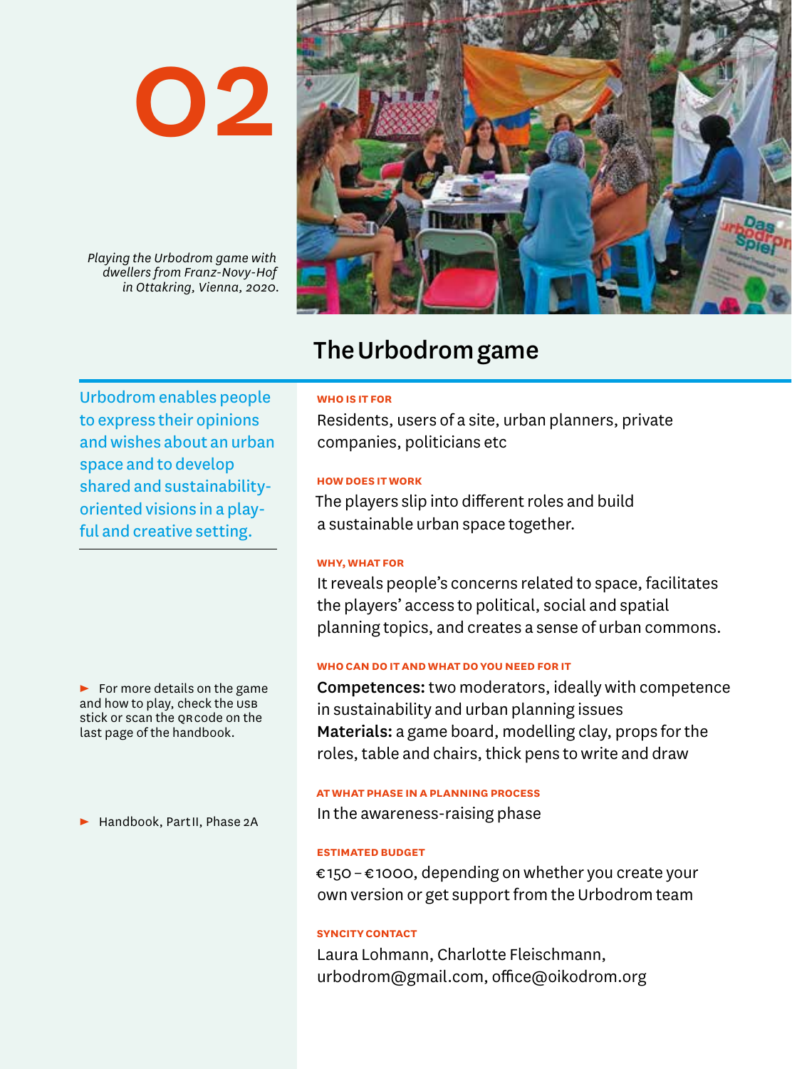# 02

*Playing the Urbodrom game with dwellers from Franz-Novy-Hof in Ottakring, Vienna, 2020.*

## The Urbodrom game

Urbodrom enables people to express their opinions and wishes about an urban space and to develop shared and sustainability-oriented visions in a playful and creative setting.

► For more details on the game and how to play, check the USB stick or scan the QR code on the last page of the handbook.

► Handbook, Part II, Phase 2A

**WHO IS IT FOR**

Residents, users of a site, urban planners, private companies, politicians etc

**HOW DOES IT WORK**

The players slip into different roles and build a sustainable urban space together.

**WHY, WHAT FOR**

It reveals people's concerns related to space, facilitates the players' access to political, social and spatial planning topics, and creates a sense of urban commons.

**WHO CAN DO IT AND WHAT DO YOU NEED FOR IT**

**Competences:** two moderators, ideally with competence in sustainability and urban planning issues
**Materials:** a game board, modelling clay, props for the roles, table and chairs, thick pens to write and draw

**AT WHAT PHASE IN A PLANNING PROCESS**

In the awareness-raising phase

**ESTIMATED BUDGET**

€150 – €1000, depending on whether you create your own version or get support from the Urbodrom team

**SYNCITY CONTACT**

Laura Lohmann, Charlotte Fleischmann, urbodrom@gmail.com, office@oikodrom.org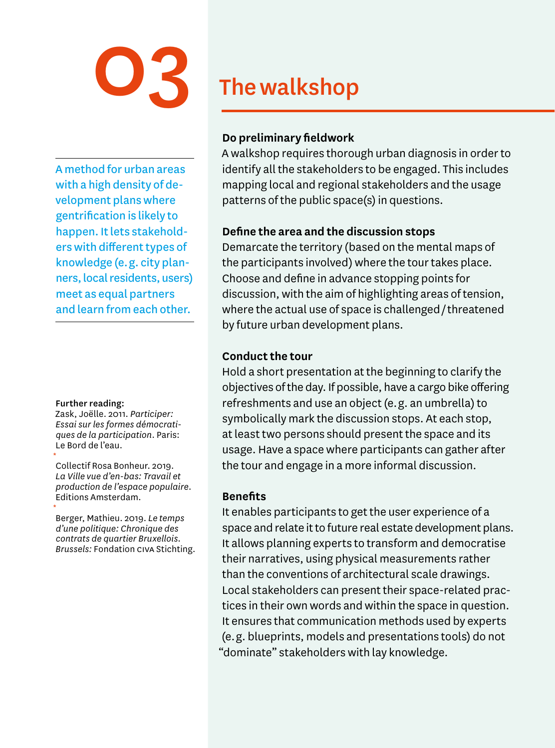# 03 The walkshop

A method for urban areas with a high density of development plans where gentrification is likely to happen. It lets stakeholders with different types of knowledge (e. g. city planners, local residents, users) meet as equal partners and learn from each other.

**Do preliminary fieldwork**
A walkshop requires thorough urban diagnosis in order to identify all the stakeholders to be engaged. This includes mapping local and regional stakeholders and the usage patterns of the public space(s) in questions.

**Define the area and the discussion stops**
Demarcate the territory (based on the mental maps of the participants involved) where the tour takes place. Choose and define in advance stopping points for discussion, with the aim of highlighting areas of tension, where the actual use of space is challenged / threatened by future urban development plans.

**Conduct the tour**
Hold a short presentation at the beginning to clarify the objectives of the day. If possible, have a cargo bike offering refreshments and use an object (e. g. an umbrella) to symbolically mark the discussion stops. At each stop, at least two persons should present the space and its usage. Have a space where participants can gather after the tour and engage in a more informal discussion.

**Benefits**
It enables participants to get the user experience of a space and relate it to future real estate development plans. It allows planning experts to transform and democratise their narratives, using physical measurements rather than the conventions of architectural scale drawings. Local stakeholders can present their space-related practices in their own words and within the space in question. It ensures that communication methods used by experts (e. g. blueprints, models and presentations tools) do not "dominate" stakeholders with lay knowledge.

**Further reading:**

Zask, Joëlle. 2011. *Participer: Essai sur les formes démocratiques de la participation*. Paris: Le Bord de l'eau.

Collectif Rosa Bonheur. 2019. *La Ville vue d'en-bas: Travail et production de l'espace populaire*. Editions Amsterdam.

Berger, Mathieu. 2019. *Le temps d'une politique: Chronique des contrats de quartier Bruxellois*. *Brussels:* Fondation CIVA Stichting.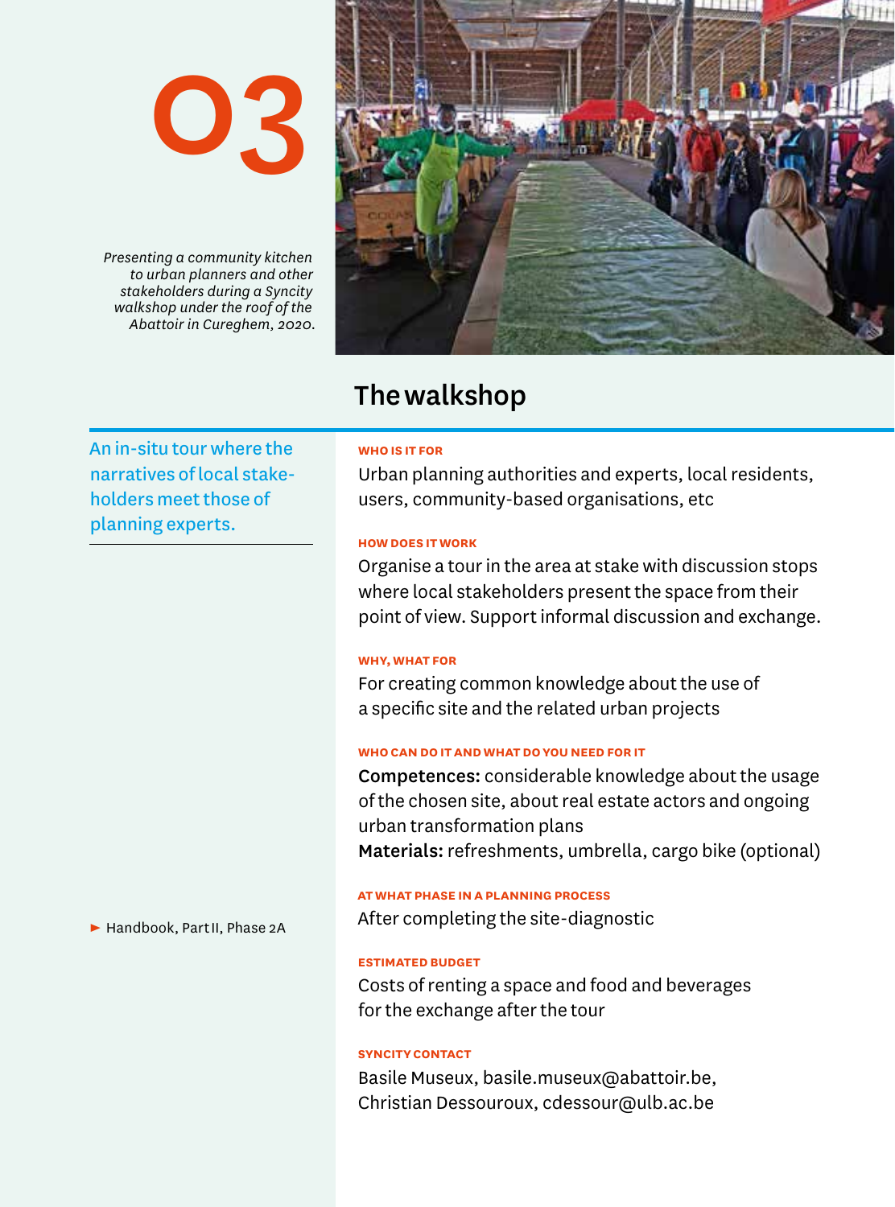# 03

*Presenting a community kitchen to urban planners and other stakeholders during a Syncity walkshop under the roof of the Abattoir in Cureghem, 2020.*

## The walkshop

An in-situ tour where the narratives of local stake-holders meet those of planning experts.

► Handbook, Part II, Phase 2A

**WHO IS IT FOR**

Urban planning authorities and experts, local residents, users, community-based organisations, etc

**HOW DOES IT WORK**

Organise a tour in the area at stake with discussion stops where local stakeholders present the space from their point of view. Support informal discussion and exchange.

**WHY, WHAT FOR**

For creating common knowledge about the use of a specific site and the related urban projects

**WHO CAN DO IT AND WHAT DO YOU NEED FOR IT**

**Competences:** considerable knowledge about the usage of the chosen site, about real estate actors and ongoing urban transformation plans

**Materials:** refreshments, umbrella, cargo bike (optional)

**AT WHAT PHASE IN A PLANNING PROCESS**

After completing the site-diagnostic

**ESTIMATED BUDGET**

Costs of renting a space and food and beverages for the exchange after the tour

**SYNCITY CONTACT**

Basile Museux, basile.museux@abattoir.be,
Christian Dessouroux, cdessour@ulb.ac.be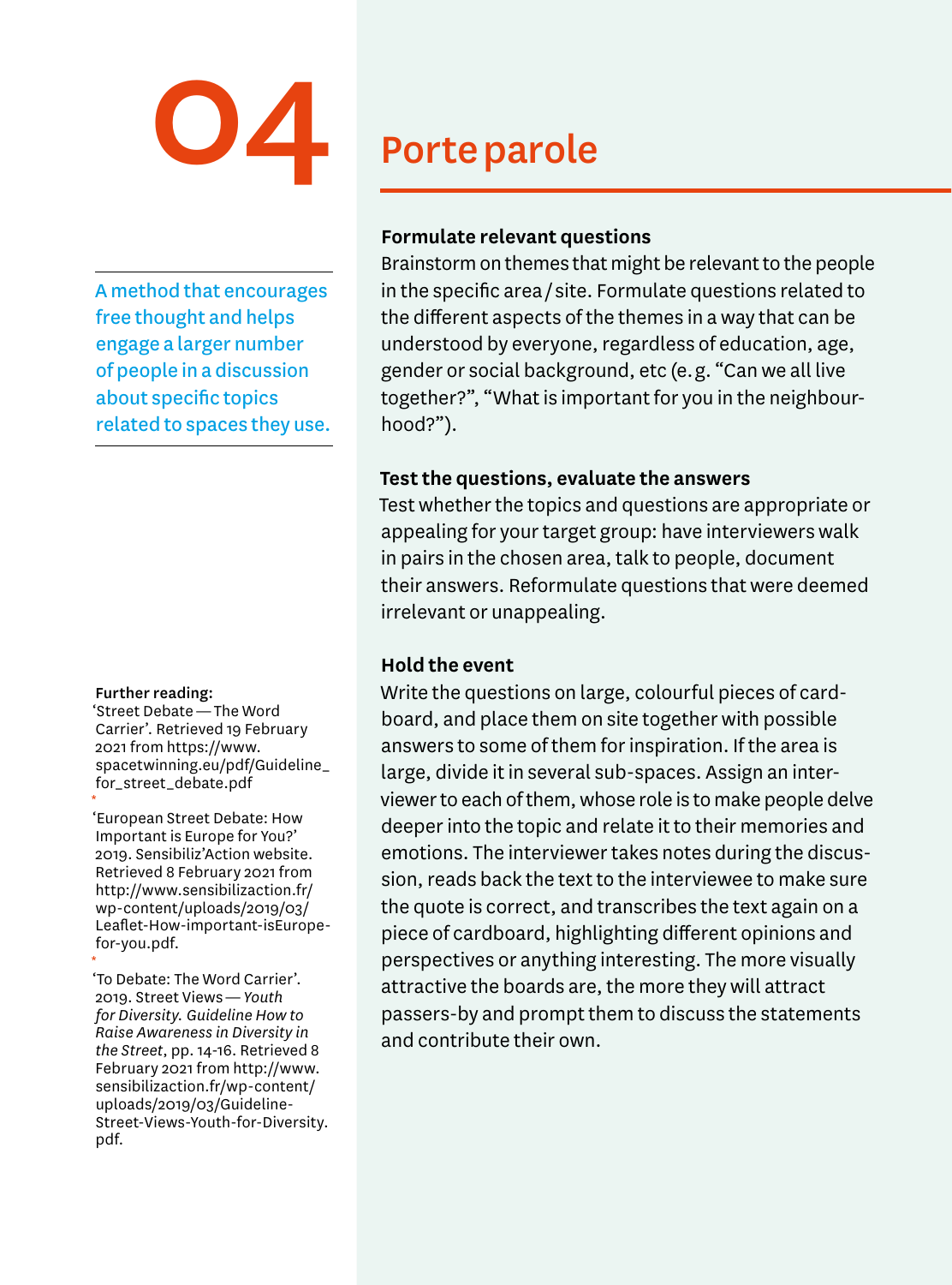# 04 Porte parole

A method that encourages free thought and helps engage a larger number of people in a discussion about specific topics related to spaces they use.

### Formulate relevant questions

Brainstorm on themes that might be relevant to the people in the specific area / site. Formulate questions related to the different aspects of the themes in a way that can be understood by everyone, regardless of education, age, gender or social background, etc (e. g. "Can we all live together?", "What is important for you in the neighbourhood?").

### Test the questions, evaluate the answers

Test whether the topics and questions are appropriate or appealing for your target group: have interviewers walk in pairs in the chosen area, talk to people, document their answers. Reformulate questions that were deemed irrelevant or unappealing.

### Hold the event

Write the questions on large, colourful pieces of cardboard, and place them on site together with possible answers to some of them for inspiration. If the area is large, divide it in several sub-spaces. Assign an interviewer to each of them, whose role is to make people delve deeper into the topic and relate it to their memories and emotions. The interviewer takes notes during the discussion, reads back the text to the interviewee to make sure the quote is correct, and transcribes the text again on a piece of cardboard, highlighting different opinions and perspectives or anything interesting. The more visually attractive the boards are, the more they will attract passers-by and prompt them to discuss the statements and contribute their own.

**Further reading:**

'Street Debate — The Word Carrier'. Retrieved 19 February 2021 from https://www.spacetwinning.eu/pdf/Guideline_for_street_debate.pdf

*

'European Street Debate: How Important is Europe for You?' 2019. Sensibiliz'Action website. Retrieved 8 February 2021 from http://www.sensibilizaction.fr/wp-content/uploads/2019/03/Leaflet-How-important-isEurope-for-you.pdf.

*

'To Debate: The Word Carrier'. 2019. Street Views — *Youth for Diversity. Guideline How to Raise Awareness in Diversity in the Street*, pp. 14-16. Retrieved 8 February 2021 from http://www.sensibilizaction.fr/wp-content/uploads/2019/03/Guideline-Street-Views-Youth-for-Diversity.pdf.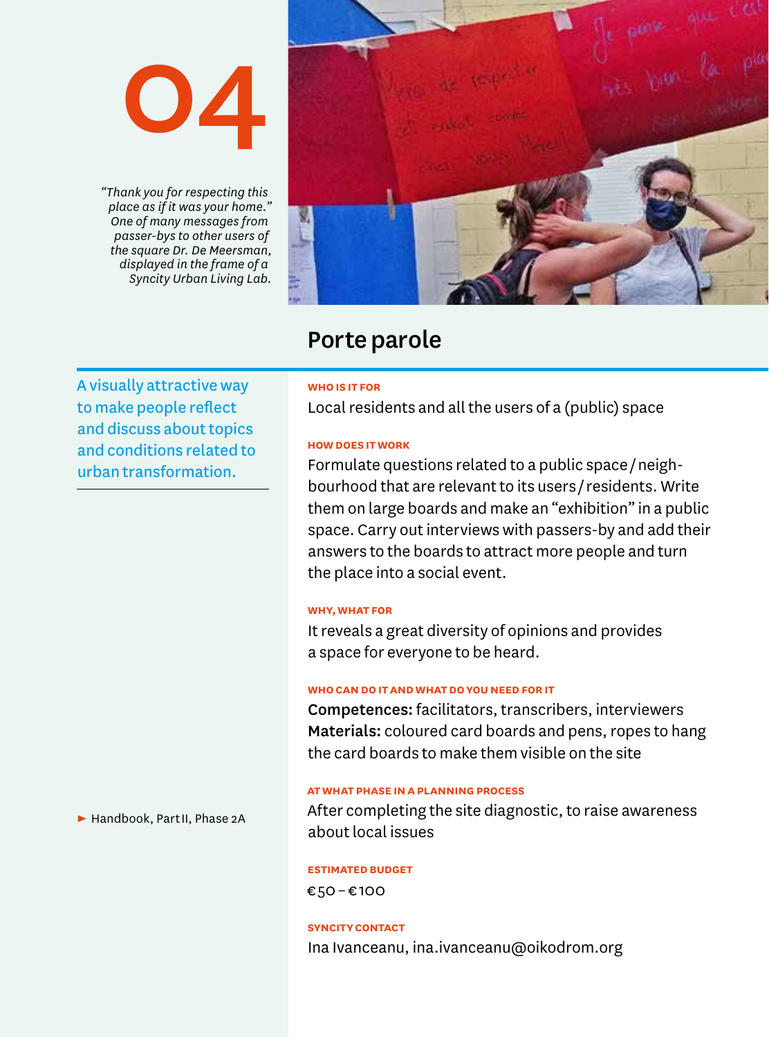# 04

*"Thank you for respecting this place as if it was your home." One of many messages from passer-bys to other users of the square Dr. De Meersman, displayed in the frame of a Syncity Urban Living Lab.*

## Porte parole

A visually attractive way to make people reflect and discuss about topics and conditions related to urban transformation.

**WHO IS IT FOR**

Local residents and all the users of a (public) space

**HOW DOES IT WORK**

Formulate questions related to a public space / neighbourhood that are relevant to its users / residents. Write them on large boards and make an "exhibition" in a public space. Carry out interviews with passers-by and add their answers to the boards to attract more people and turn the place into a social event.

**WHY, WHAT FOR**

It reveals a great diversity of opinions and provides a space for everyone to be heard.

**WHO CAN DO IT AND WHAT DO YOU NEED FOR IT**

**Competences:** facilitators, transcribers, interviewers
**Materials:** coloured card boards and pens, ropes to hang the card boards to make them visible on the site

**AT WHAT PHASE IN A PLANNING PROCESS**

After completing the site diagnostic, to raise awareness about local issues

► Handbook, Part II, Phase 2A

**ESTIMATED BUDGET**

€50 – €100

**SYNCITY CONTACT**

Ina Ivanceanu, ina.ivanceanu@oikodrom.org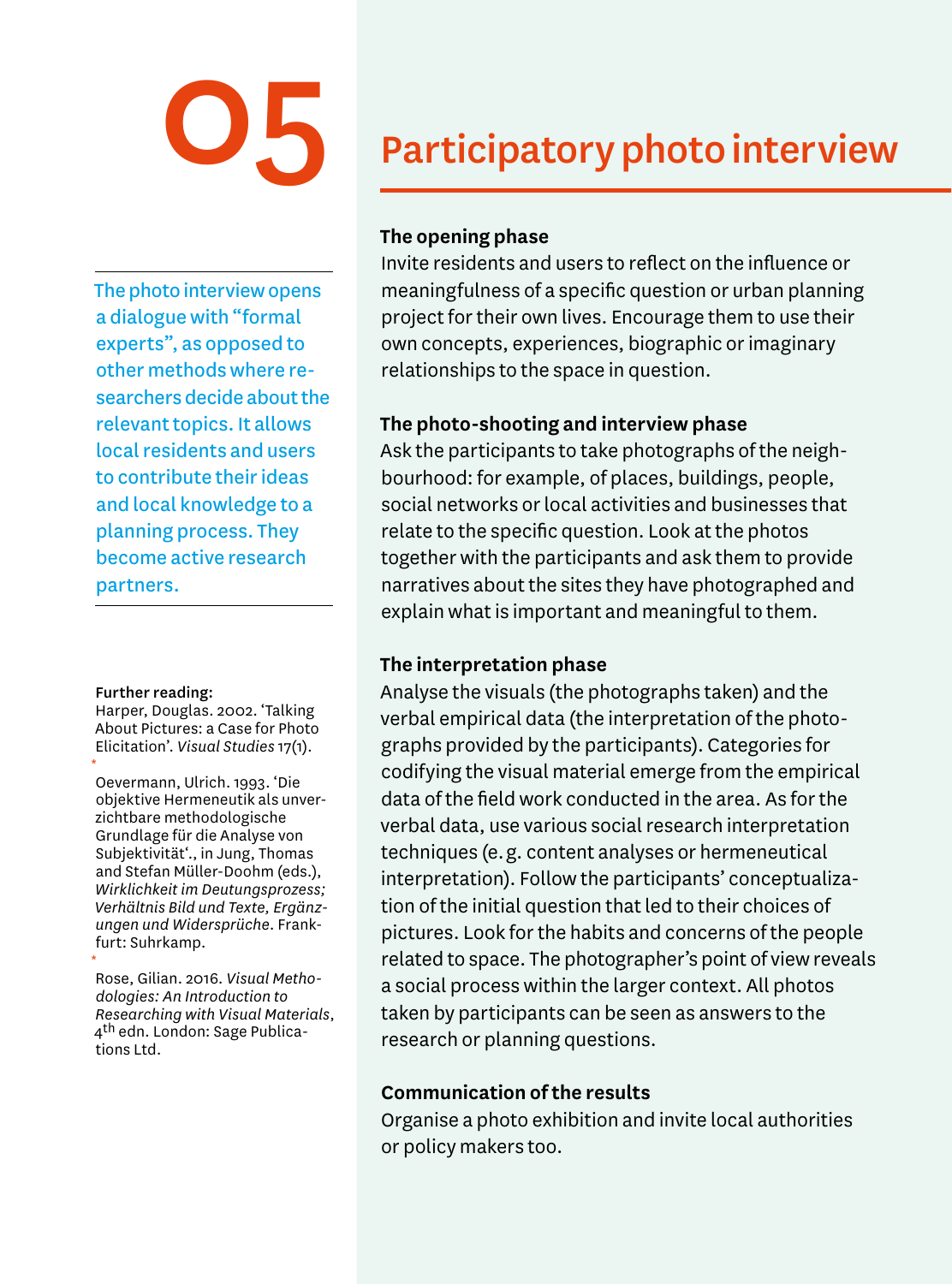# 05 Participatory photo interview

The photo interview opens a dialogue with "formal experts", as opposed to other methods where researchers decide about the relevant topics. It allows local residents and users to contribute their ideas and local knowledge to a planning process. They become active research partners.

**Further reading:**

Harper, Douglas. 2002. 'Talking About Pictures: a Case for Photo Elicitation'. *Visual Studies* 17(1).

Oevermann, Ulrich. 1993. 'Die objektive Hermeneutik als unverzichtbare methodologische Grundlage für die Analyse von Subjektivität'., in Jung, Thomas and Stefan Müller-Doohm (eds.), *Wirklichkeit im Deutungsprozess; Verhältnis Bild und Texte, Ergänzungen und Widersprüche*. Frankfurt: Suhrkamp.

Rose, Gilian. 2016. *Visual Methodologies: An Introduction to Researching with Visual Materials*, 4th edn. London: Sage Publications Ltd.

### The opening phase

Invite residents and users to reflect on the influence or meaningfulness of a specific question or urban planning project for their own lives. Encourage them to use their own concepts, experiences, biographic or imaginary relationships to the space in question.

### The photo-shooting and interview phase

Ask the participants to take photographs of the neighbourhood: for example, of places, buildings, people, social networks or local activities and businesses that relate to the specific question. Look at the photos together with the participants and ask them to provide narratives about the sites they have photographed and explain what is important and meaningful to them.

### The interpretation phase

Analyse the visuals (the photographs taken) and the verbal empirical data (the interpretation of the photographs provided by the participants). Categories for codifying the visual material emerge from the empirical data of the field work conducted in the area. As for the verbal data, use various social research interpretation techniques (e. g. content analyses or hermeneutical interpretation). Follow the participants' conceptualization of the initial question that led to their choices of pictures. Look for the habits and concerns of the people related to space. The photographer's point of view reveals a social process within the larger context. All photos taken by participants can be seen as answers to the research or planning questions.

### Communication of the results

Organise a photo exhibition and invite local authorities or policy makers too.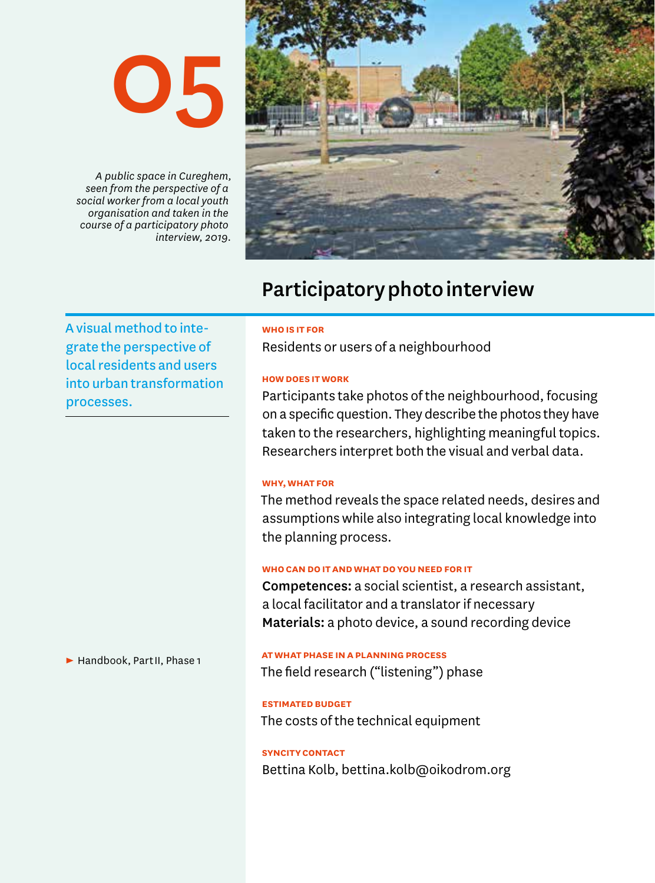# 05

*A public space in Cureghem, seen from the perspective of a social worker from a local youth organisation and taken in the course of a participatory photo interview, 2019.*

## Participatory photo interview

A visual method to integrate the perspective of local residents and users into urban transformation processes.

► Handbook, Part II, Phase 1

**WHO IS IT FOR**

Residents or users of a neighbourhood

**HOW DOES IT WORK**

Participants take photos of the neighbourhood, focusing on a specific question. They describe the photos they have taken to the researchers, highlighting meaningful topics. Researchers interpret both the visual and verbal data.

**WHY, WHAT FOR**

The method reveals the space related needs, desires and assumptions while also integrating local knowledge into the planning process.

**WHO CAN DO IT AND WHAT DO YOU NEED FOR IT**

**Competences:** a social scientist, a research assistant, a local facilitator and a translator if necessary
**Materials:** a photo device, a sound recording device

**AT WHAT PHASE IN A PLANNING PROCESS**

The field research ("listening") phase

**ESTIMATED BUDGET**

The costs of the technical equipment

**SYNCITY CONTACT**

Bettina Kolb, bettina.kolb@oikodrom.org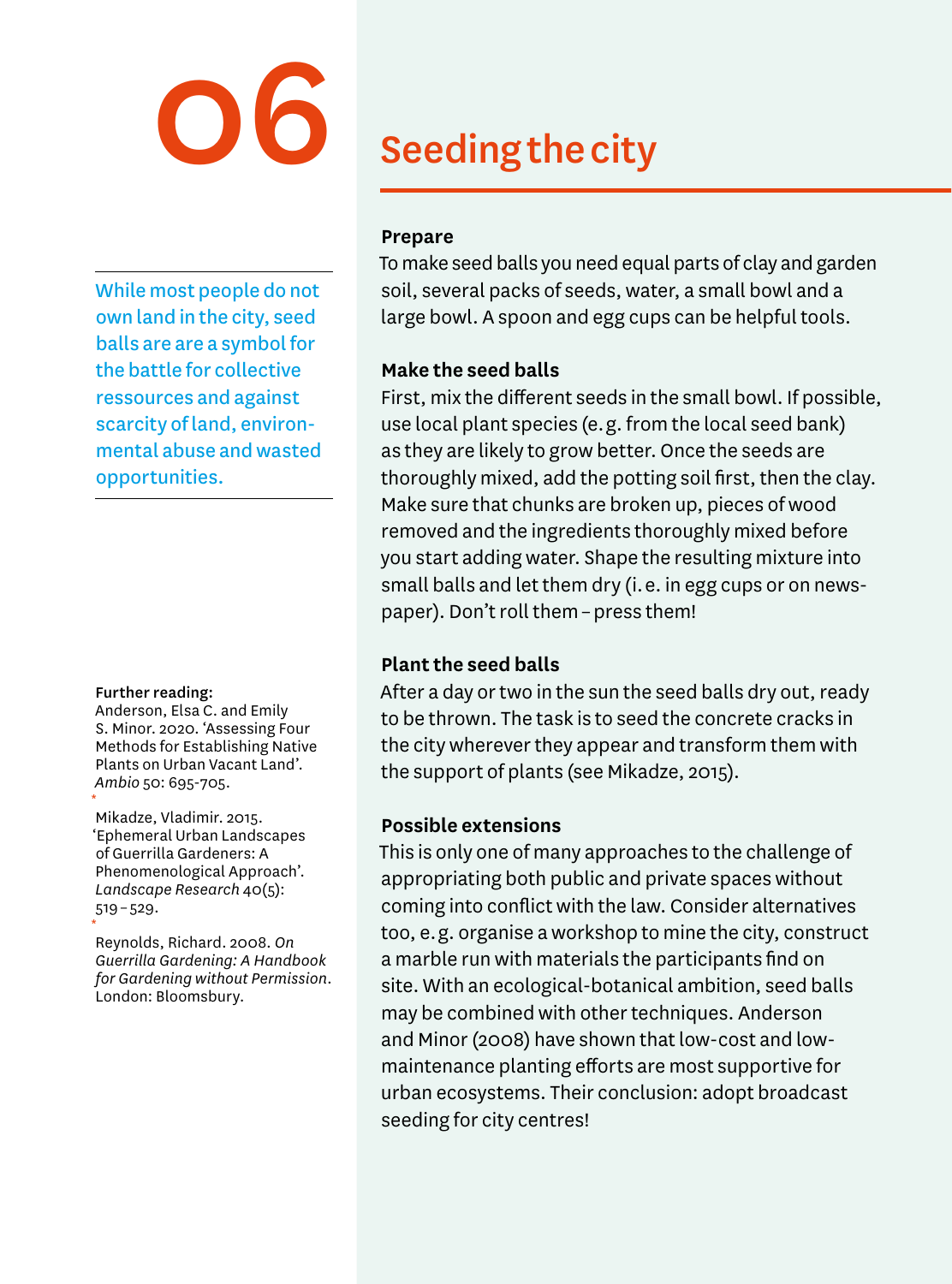# 06 Seeding the city

While most people do not own land in the city, seed balls are are a symbol for the battle for collective ressources and against scarcity of land, environmental abuse and wasted opportunities.

### Prepare

To make seed balls you need equal parts of clay and garden soil, several packs of seeds, water, a small bowl and a large bowl. A spoon and egg cups can be helpful tools.

### Make the seed balls

First, mix the different seeds in the small bowl. If possible, use local plant species (e. g. from the local seed bank) as they are likely to grow better. Once the seeds are thoroughly mixed, add the potting soil first, then the clay. Make sure that chunks are broken up, pieces of wood removed and the ingredients thoroughly mixed before you start adding water. Shape the resulting mixture into small balls and let them dry (i. e. in egg cups or on newspaper). Don't roll them – press them!

### Plant the seed balls

After a day or two in the sun the seed balls dry out, ready to be thrown. The task is to seed the concrete cracks in the city wherever they appear and transform them with the support of plants (see Mikadze, 2015).

### Possible extensions

This is only one of many approaches to the challenge of appropriating both public and private spaces without coming into conflict with the law. Consider alternatives too, e. g. organise a workshop to mine the city, construct a marble run with materials the participants find on site. With an ecological-botanical ambition, seed balls may be combined with other techniques. Anderson and Minor (2008) have shown that low-cost and low-maintenance planting efforts are most supportive for urban ecosystems. Their conclusion: adopt broadcast seeding for city centres!

**Further reading:**

Anderson, Elsa C. and Emily S. Minor. 2020. 'Assessing Four Methods for Establishing Native Plants on Urban Vacant Land'. *Ambio* 50: 695-705.

Mikadze, Vladimir. 2015. 'Ephemeral Urban Landscapes of Guerrilla Gardeners: A Phenomenological Approach'. *Landscape Research* 40(5): 519 – 529.

Reynolds, Richard. 2008. *On Guerrilla Gardening: A Handbook for Gardening without Permission*. London: Bloomsbury.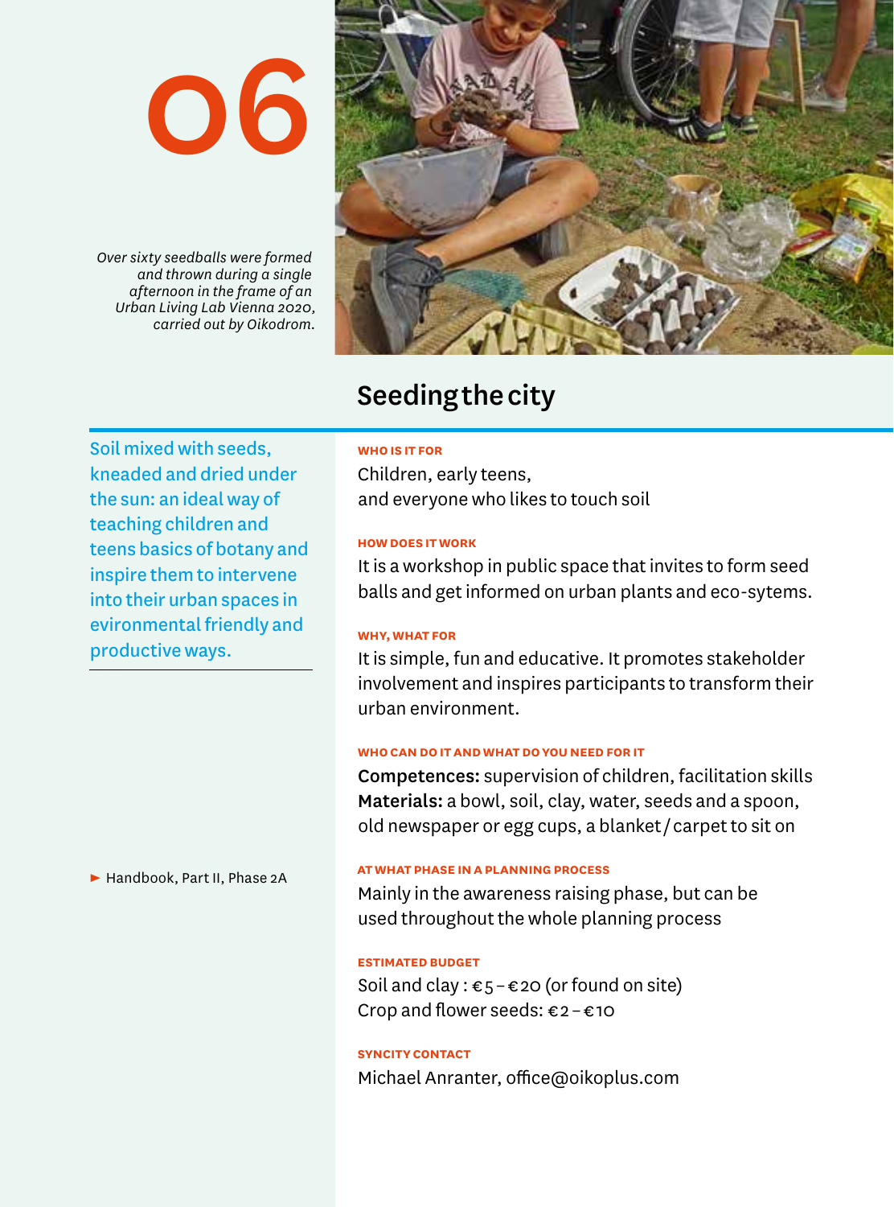06

*Over sixty seedballs were formed and thrown during a single afternoon in the frame of an Urban Living Lab Vienna 2020, carried out by Oikodrom.*

## Seeding the city

Soil mixed with seeds, kneaded and dried under the sun: an ideal way of teaching children and teens basics of botany and inspire them to intervene into their urban spaces in evironmental friendly and productive ways.

► Handbook, Part II, Phase 2A

**WHO IS IT FOR**

Children, early teens,
and everyone who likes to touch soil

**HOW DOES IT WORK**

It is a workshop in public space that invites to form seed balls and get informed on urban plants and eco-sytems.

**WHY, WHAT FOR**

It is simple, fun and educative. It promotes stakeholder involvement and inspires participants to transform their urban environment.

**WHO CAN DO IT AND WHAT DO YOU NEED FOR IT**

**Competences:** supervision of children, facilitation skills
**Materials:** a bowl, soil, clay, water, seeds and a spoon, old newspaper or egg cups, a blanket / carpet to sit on

**AT WHAT PHASE IN A PLANNING PROCESS**

Mainly in the awareness raising phase, but can be used throughout the whole planning process

**ESTIMATED BUDGET**

Soil and clay : €5 – €20 (or found on site)
Crop and flower seeds: €2 – €10

**SYNCITY CONTACT**

Michael Anranter, office@oikoplus.com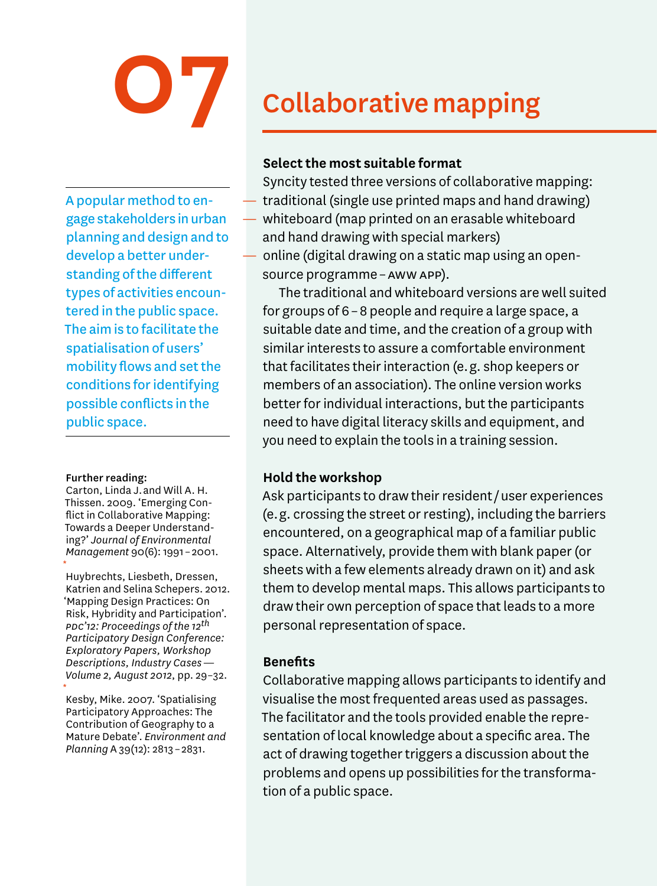# 07 Collaborative mapping

A popular method to engage stakeholders in urban planning and design and to develop a better understanding of the different types of activities encountered in the public space. The aim is to facilitate the spatialisation of users' mobility flows and set the conditions for identifying possible conflicts in the public space.

**Further reading:**

Carton, Linda J. and Will A. H. Thissen. 2009. 'Emerging Conflict in Collaborative Mapping: Towards a Deeper Understanding?' *Journal of Environmental Management* 90(6): 1991 – 2001.

Huybrechts, Liesbeth, Dressen, Katrien and Selina Schepers. 2012. 'Mapping Design Practices: On Risk, Hybridity and Participation'. *PDC'12: Proceedings of the 12th Participatory Design Conference: Exploratory Papers, Workshop Descriptions, Industry Cases — Volume 2, August 2012*, pp. 29–32.

Kesby, Mike. 2007. 'Spatialising Participatory Approaches: The Contribution of Geography to a Mature Debate'. *Environment and Planning* A 39(12): 2813 – 2831.

### Select the most suitable format

Syncity tested three versions of collaborative mapping:

- traditional (single use printed maps and hand drawing)
- whiteboard (map printed on an erasable whiteboard and hand drawing with special markers)
- online (digital drawing on a static map using an open-source programme – AWW APP).

The traditional and whiteboard versions are well suited for groups of 6 – 8 people and require a large space, a suitable date and time, and the creation of a group with similar interests to assure a comfortable environment that facilitates their interaction (e. g. shop keepers or members of an association). The online version works better for individual interactions, but the participants need to have digital literacy skills and equipment, and you need to explain the tools in a training session.

### Hold the workshop

Ask participants to draw their resident / user experiences (e. g. crossing the street or resting), including the barriers encountered, on a geographical map of a familiar public space. Alternatively, provide them with blank paper (or sheets with a few elements already drawn on it) and ask them to develop mental maps. This allows participants to draw their own perception of space that leads to a more personal representation of space.

### Benefits

Collaborative mapping allows participants to identify and visualise the most frequented areas used as passages. The facilitator and the tools provided enable the representation of local knowledge about a specific area. The act of drawing together triggers a discussion about the problems and opens up possibilities for the transformation of a public space.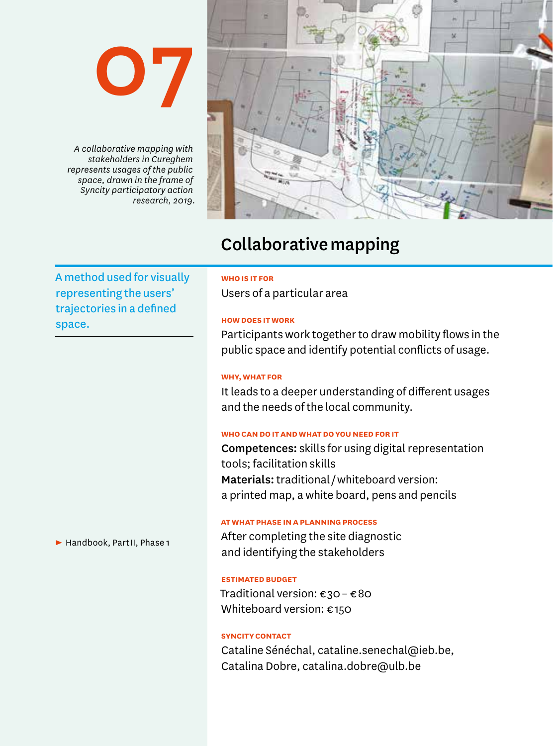# 07

*A collaborative mapping with stakeholders in Cureghem represents usages of the public space, drawn in the frame of Syncity participatory action research, 2019.*

## Collaborative mapping

A method used for visually representing the users' trajectories in a defined space.

► Handbook, Part II, Phase 1

**WHO IS IT FOR**

Users of a particular area

**HOW DOES IT WORK**

Participants work together to draw mobility flows in the public space and identify potential conflicts of usage.

**WHY, WHAT FOR**

It leads to a deeper understanding of different usages and the needs of the local community.

**WHO CAN DO IT AND WHAT DO YOU NEED FOR IT**

**Competences:** skills for using digital representation tools; facilitation skills
**Materials:** traditional / whiteboard version: a printed map, a white board, pens and pencils

**AT WHAT PHASE IN A PLANNING PROCESS**

After completing the site diagnostic and identifying the stakeholders

**ESTIMATED BUDGET**

Traditional version: €30 – €80
Whiteboard version: €150

**SYNCITY CONTACT**

Cataline Sénéchal, cataline.senechal@ieb.be,
Catalina Dobre, catalina.dobre@ulb.be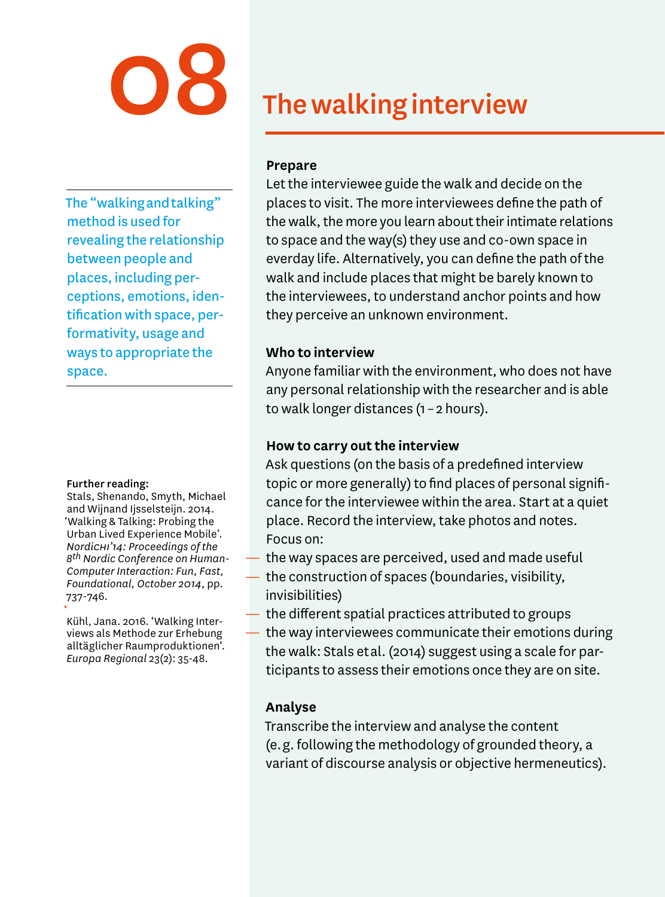# 08 The walking interview

The "walking and talking" method is used for revealing the relationship between people and places, including perceptions, emotions, identification with space, performativity, usage and ways to appropriate the space.

**Further reading:**
Stals, Shenando, Smyth, Michael and Wijnand Ijsselsteijn. 2014. 'Walking & Talking: Probing the Urban Lived Experience Mobile'. *NordiCHI'14: Proceedings of the 8th Nordic Conference on Human-Computer Interaction: Fun, Fast, Foundational, October 2014*, pp. 737-746.

Kühl, Jana. 2016. 'Walking Interviews als Methode zur Erhebung alltäglicher Raumproduktionen'. *Europa Regional* 23(2): 35-48.

### Prepare

Let the interviewee guide the walk and decide on the places to visit. The more interviewees define the path of the walk, the more you learn about their intimate relations to space and the way(s) they use and co-own space in everday life. Alternatively, you can define the path of the walk and include places that might be barely known to the interviewees, to understand anchor points and how they perceive an unknown environment.

### Who to interview

Anyone familiar with the environment, who does not have any personal relationship with the researcher and is able to walk longer distances (1 – 2 hours).

### How to carry out the interview

Ask questions (on the basis of a predefined interview topic or more generally) to find places of personal significance for the interviewee within the area. Start at a quiet place. Record the interview, take photos and notes. Focus on:

- the way spaces are perceived, used and made useful
- the construction of spaces (boundaries, visibility, invisibilities)
- the different spatial practices attributed to groups
- the way interviewees communicate their emotions during the walk: Stals et al. (2014) suggest using a scale for participants to assess their emotions once they are on site.

### Analyse

Transcribe the interview and analyse the content (e. g. following the methodology of grounded theory, a variant of discourse analysis or objective hermeneutics).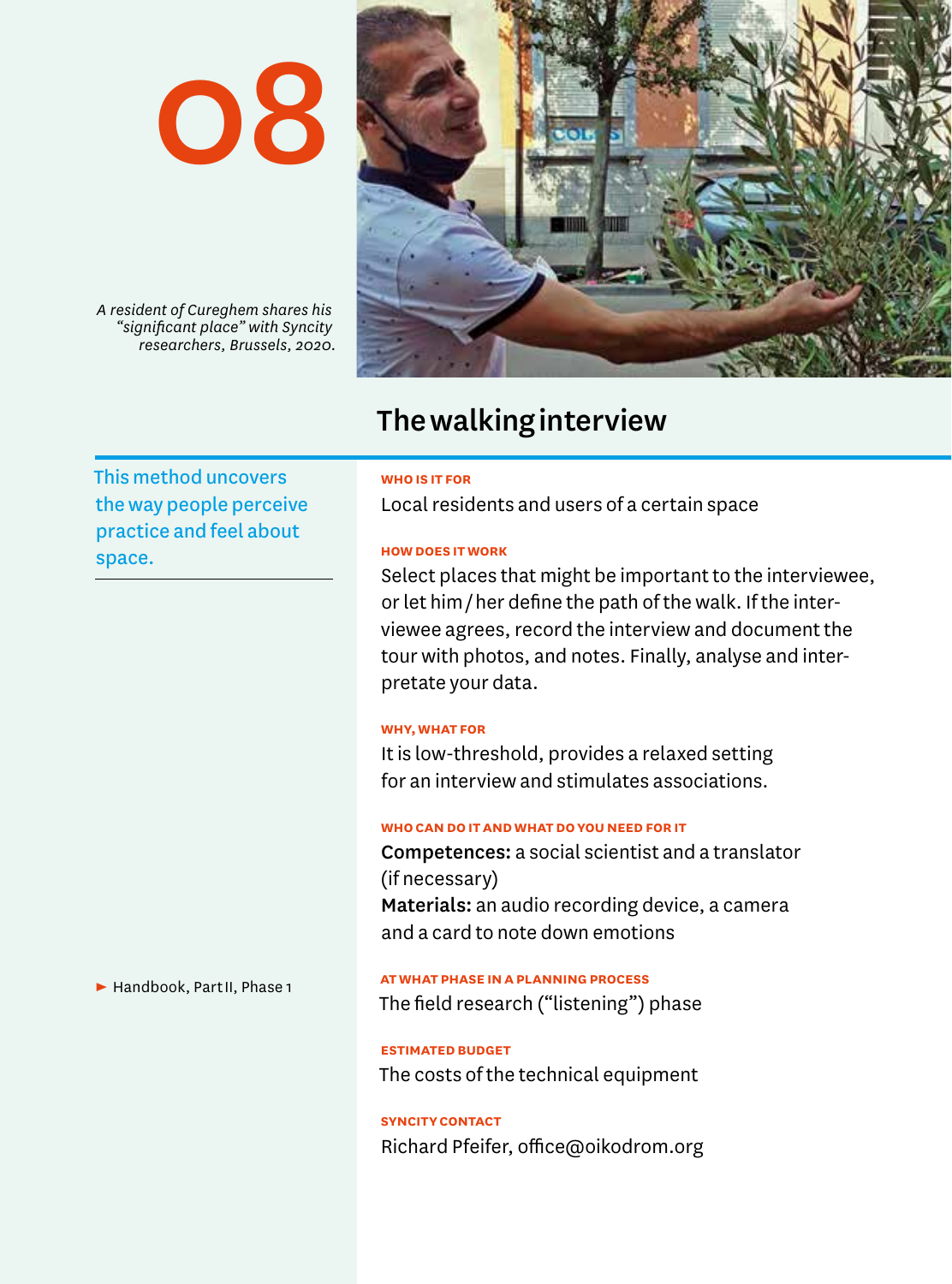# 08

*A resident of Cureghem shares his "significant place" with Syncity researchers, Brussels, 2020.*

## The walking interview

This method uncovers the way people perceive practice and feel about space.

**WHO IS IT FOR**

Local residents and users of a certain space

**HOW DOES IT WORK**

Select places that might be important to the interviewee, or let him / her define the path of the walk. If the interviewee agrees, record the interview and document the tour with photos, and notes. Finally, analyse and interpret your data.

**WHY, WHAT FOR**

It is low-threshold, provides a relaxed setting for an interview and stimulates associations.

**WHO CAN DO IT AND WHAT DO YOU NEED FOR IT**

**Competences:** a social scientist and a translator (if necessary)
**Materials:** an audio recording device, a camera and a card to note down emotions

**AT WHAT PHASE IN A PLANNING PROCESS**

The field research ("listening") phase

► Handbook, Part II, Phase 1

**ESTIMATED BUDGET**

The costs of the technical equipment

**SYNCITY CONTACT**

Richard Pfeifer, office@oikodrom.org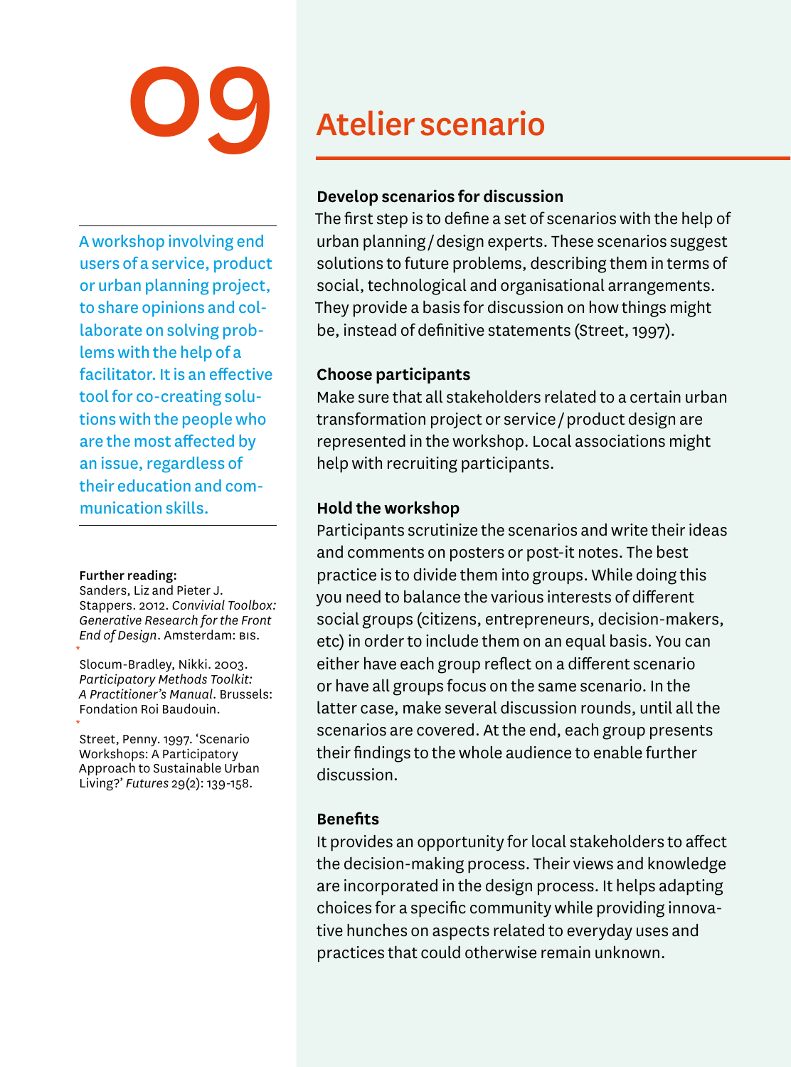# 09

## Atelier scenario

A workshop involving end users of a service, product or urban planning project, to share opinions and collaborate on solving problems with the help of a facilitator. It is an effective tool for co-creating solutions with the people who are the most affected by an issue, regardless of their education and communication skills.

**Further reading:**

Sanders, Liz and Pieter J. Stappers. 2012. *Convivial Toolbox: Generative Research for the Front End of Design*. Amsterdam: BIS.

Slocum-Bradley, Nikki. 2003. *Participatory Methods Toolkit: A Practitioner's Manual*. Brussels: Fondation Roi Baudouin.

Street, Penny. 1997. 'Scenario Workshops: A Participatory Approach to Sustainable Urban Living?' *Futures* 29(2): 139-158.

**Develop scenarios for discussion**

The first step is to define a set of scenarios with the help of urban planning / design experts. These scenarios suggest solutions to future problems, describing them in terms of social, technological and organisational arrangements. They provide a basis for discussion on how things might be, instead of definitive statements (Street, 1997).

**Choose participants**

Make sure that all stakeholders related to a certain urban transformation project or service / product design are represented in the workshop. Local associations might help with recruiting participants.

**Hold the workshop**

Participants scrutinize the scenarios and write their ideas and comments on posters or post-it notes. The best practice is to divide them into groups. While doing this you need to balance the various interests of different social groups (citizens, entrepreneurs, decision-makers, etc) in order to include them on an equal basis. You can either have each group reflect on a different scenario or have all groups focus on the same scenario. In the latter case, make several discussion rounds, until all the scenarios are covered. At the end, each group presents their findings to the whole audience to enable further discussion.

**Benefits**

It provides an opportunity for local stakeholders to affect the decision-making process. Their views and knowledge are incorporated in the design process. It helps adapting choices for a specific community while providing innovative hunches on aspects related to everyday uses and practices that could otherwise remain unknown.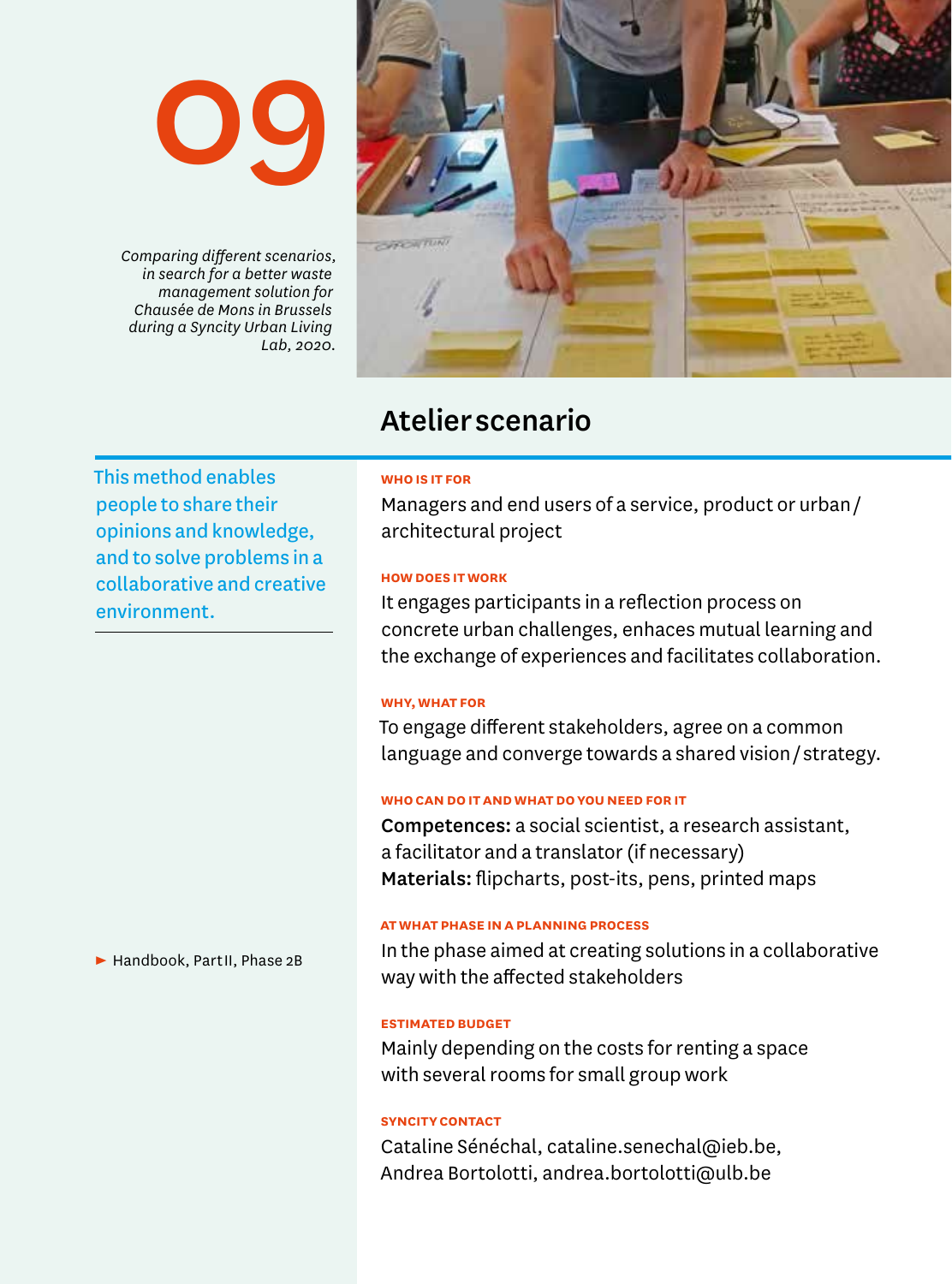# 09

*Comparing different scenarios, in search for a better waste management solution for Chaussée de Mons in Brussels during a Syncity Urban Living Lab, 2020.*

## Atelier scenario

This method enables people to share their opinions and knowledge, and to solve problems in a collaborative and creative environment.

► Handbook, Part II, Phase 2B

**WHO IS IT FOR**

Managers and end users of a service, product or urban / architectural project

**HOW DOES IT WORK**

It engages participants in a reflection process on concrete urban challenges, enhaces mutual learning and the exchange of experiences and facilitates collaboration.

**WHY, WHAT FOR**

To engage different stakeholders, agree on a common language and converge towards a shared vision / strategy.

**WHO CAN DO IT AND WHAT DO YOU NEED FOR IT**

**Competences:** a social scientist, a research assistant, a facilitator and a translator (if necessary)
**Materials:** flipcharts, post-its, pens, printed maps

**AT WHAT PHASE IN A PLANNING PROCESS**

In the phase aimed at creating solutions in a collaborative way with the affected stakeholders

**ESTIMATED BUDGET**

Mainly depending on the costs for renting a space with several rooms for small group work

**SYNCITY CONTACT**

Cataline Sénéchal, cataline.senechal@ieb.be,
Andrea Bortolotti, andrea.bortolotti@ulb.be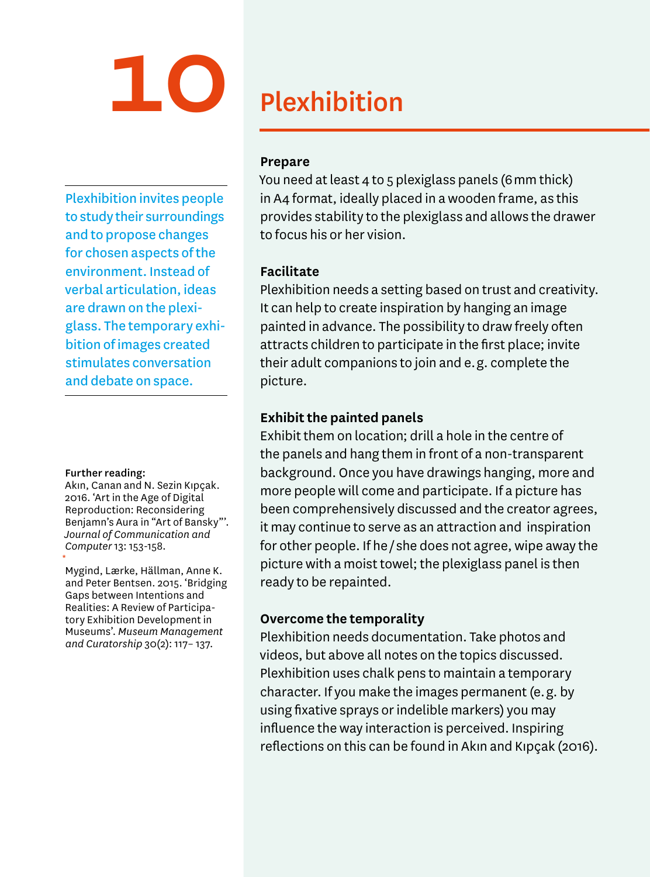# 10 Plexhibition

Plexhibition invites people to study their surroundings and to propose changes for chosen aspects of the environment. Instead of verbal articulation, ideas are drawn on the plexiglass. The temporary exhibition of images created stimulates conversation and debate on space.

### Prepare

You need at least 4 to 5 plexiglass panels (6 mm thick) in A4 format, ideally placed in a wooden frame, as this provides stability to the plexiglass and allows the drawer to focus his or her vision.

### Facilitate

Plexhibition needs a setting based on trust and creativity. It can help to create inspiration by hanging an image painted in advance. The possibility to draw freely often attracts children to participate in the first place; invite their adult companions to join and e. g. complete the picture.

### Exhibit the painted panels

Exhibit them on location; drill a hole in the centre of the panels and hang them in front of a non-transparent background. Once you have drawings hanging, more and more people will come and participate. If a picture has been comprehensively discussed and the creator agrees, it may continue to serve as an attraction and inspiration for other people. If he / she does not agree, wipe away the picture with a moist towel; the plexiglass panel is then ready to be repainted.

### Overcome the temporality

Plexhibition needs documentation. Take photos and videos, but above all notes on the topics discussed. Plexhibition uses chalk pens to maintain a temporary character. If you make the images permanent (e. g. by using fixative sprays or indelible markers) you may influence the way interaction is perceived. Inspiring reflections on this can be found in Akın and Kıpçak (2016).

**Further reading:**

Akın, Canan and N. Sezin Kıpçak. 2016. 'Art in the Age of Digital Reproduction: Reconsidering Benjamn's Aura in "Art of Bansky"'. *Journal of Communication and Computer* 13: 153-158.

Mygind, Lærke, Hällman, Anne K. and Peter Bentsen. 2015. 'Bridging Gaps between Intentions and Realities: A Review of Participatory Exhibition Development in Museums'. *Museum Management and Curatorship* 30(2): 117– 137.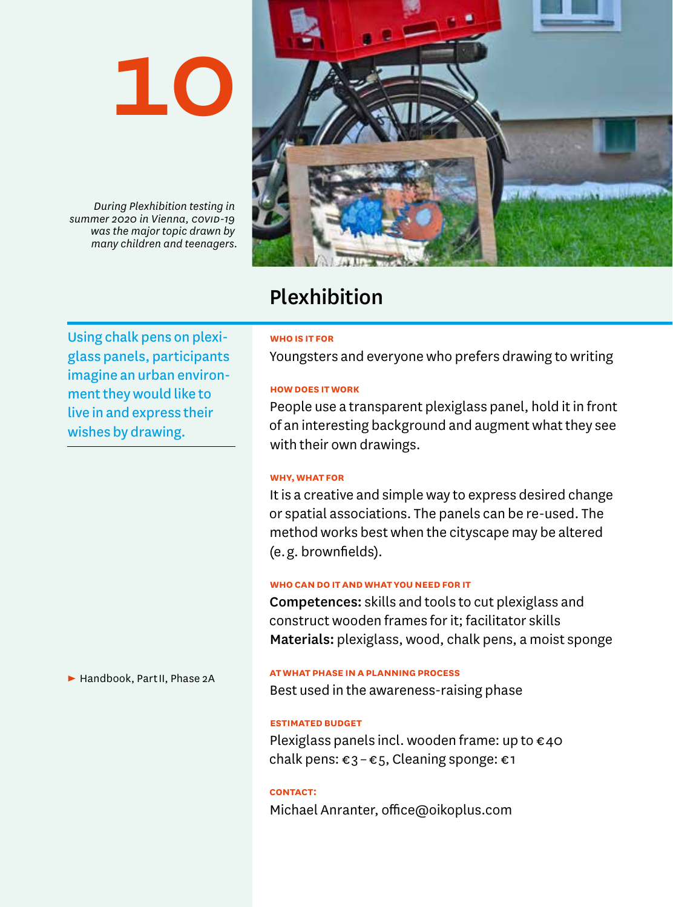10

*During Plexhibition testing in summer 2020 in Vienna, COVID-19 was the major topic drawn by many children and teenagers.*

## Plexhibition

Using chalk pens on plexiglass panels, participants imagine an urban environment they would like to live in and express their wishes by drawing.

**WHO IS IT FOR**

Youngsters and everyone who prefers drawing to writing

**HOW DOES IT WORK**

People use a transparent plexiglass panel, hold it in front of an interesting background and augment what they see with their own drawings.

**WHY, WHAT FOR**

It is a creative and simple way to express desired change or spatial associations. The panels can be re-used. The method works best when the cityscape may be altered (e.g. brownfields).

**WHO CAN DO IT AND WHAT YOU NEED FOR IT**

**Competences:** skills and tools to cut plexiglass and construct wooden frames for it; facilitator skills
**Materials:** plexiglass, wood, chalk pens, a moist sponge

► Handbook, Part II, Phase 2A

**AT WHAT PHASE IN A PLANNING PROCESS**

Best used in the awareness-raising phase

**ESTIMATED BUDGET**

Plexiglass panels incl. wooden frame: up to €40
chalk pens: €3 – €5, Cleaning sponge: €1

**CONTACT:**

Michael Anranter, office@oikoplus.com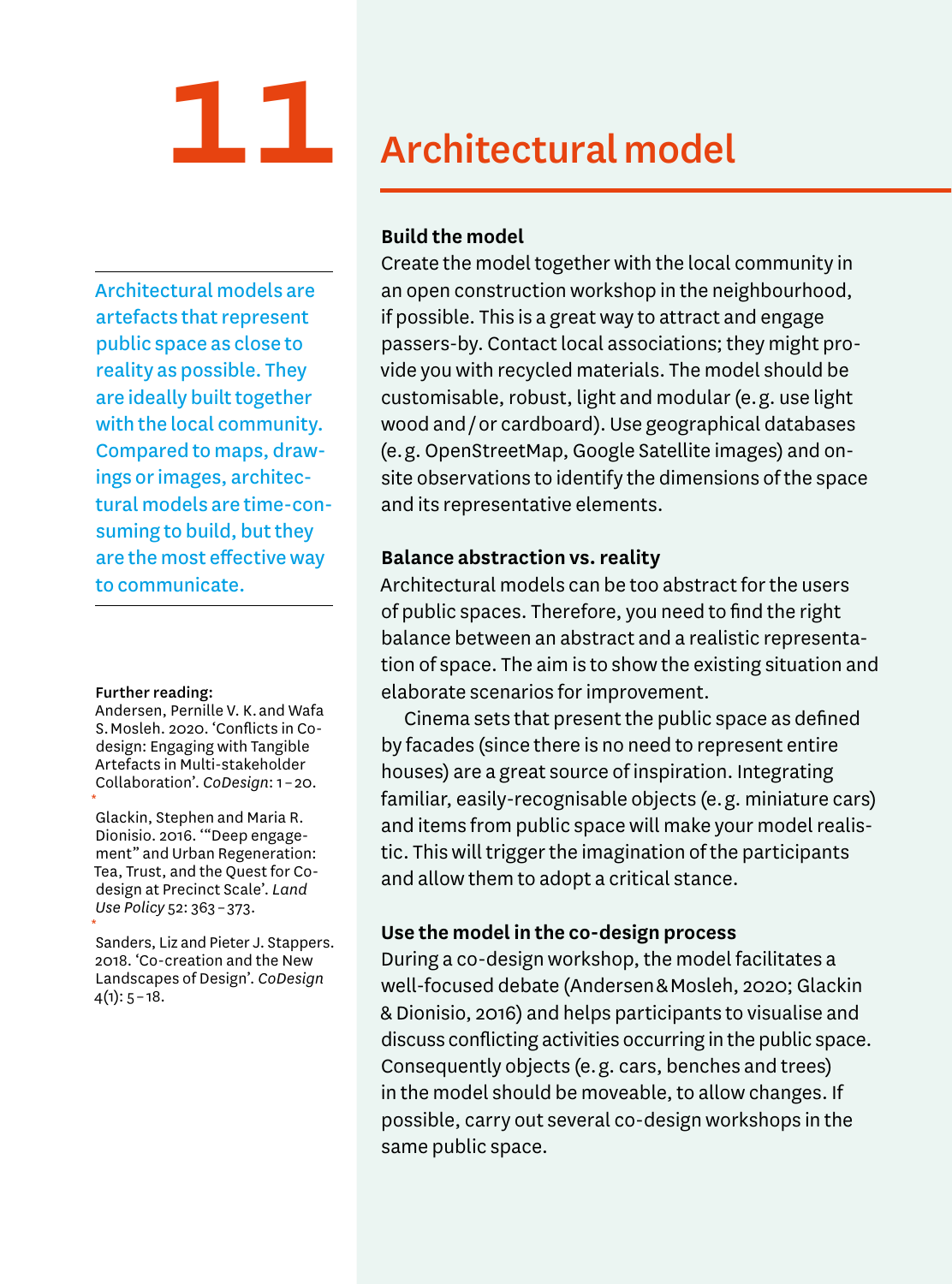# 11 Architectural model

Architectural models are artefacts that represent public space as close to reality as possible. They are ideally built together with the local community. Compared to maps, drawings or images, architectural models are time-consuming to build, but they are the most effective way to communicate.

**Further reading:**

Andersen, Pernille V. K. and Wafa S. Mosleh. 2020. 'Conflicts in Co-design: Engaging with Tangible Artefacts in Multi-stakeholder Collaboration'. *CoDesign*: 1 – 20.

Glackin, Stephen and Maria R. Dionisio. 2016. '"Deep engagement" and Urban Regeneration: Tea, Trust, and the Quest for Co-design at Precinct Scale'. *Land Use Policy* 52: 363 – 373.

Sanders, Liz and Pieter J. Stappers. 2018. 'Co-creation and the New Landscapes of Design'. *CoDesign* 4(1): 5 – 18.

**Build the model**

Create the model together with the local community in an open construction workshop in the neighbourhood, if possible. This is a great way to attract and engage passers-by. Contact local associations; they might provide you with recycled materials. The model should be customisable, robust, light and modular (e. g. use light wood and / or cardboard). Use geographical databases (e. g. OpenStreetMap, Google Satellite images) and on-site observations to identify the dimensions of the space and its representative elements.

**Balance abstraction vs. reality**

Architectural models can be too abstract for the users of public spaces. Therefore, you need to find the right balance between an abstract and a realistic representation of space. The aim is to show the existing situation and elaborate scenarios for improvement.

Cinema sets that present the public space as defined by facades (since there is no need to represent entire houses) are a great source of inspiration. Integrating familiar, easily-recognisable objects (e. g. miniature cars) and items from public space will make your model realistic. This will trigger the imagination of the participants and allow them to adopt a critical stance.

**Use the model in the co-design process**

During a co-design workshop, the model facilitates a well-focused debate (Andersen & Mosleh, 2020; Glackin & Dionisio, 2016) and helps participants to visualise and discuss conflicting activities occurring in the public space. Consequently objects (e. g. cars, benches and trees) in the model should be moveable, to allow changes. If possible, carry out several co-design workshops in the same public space.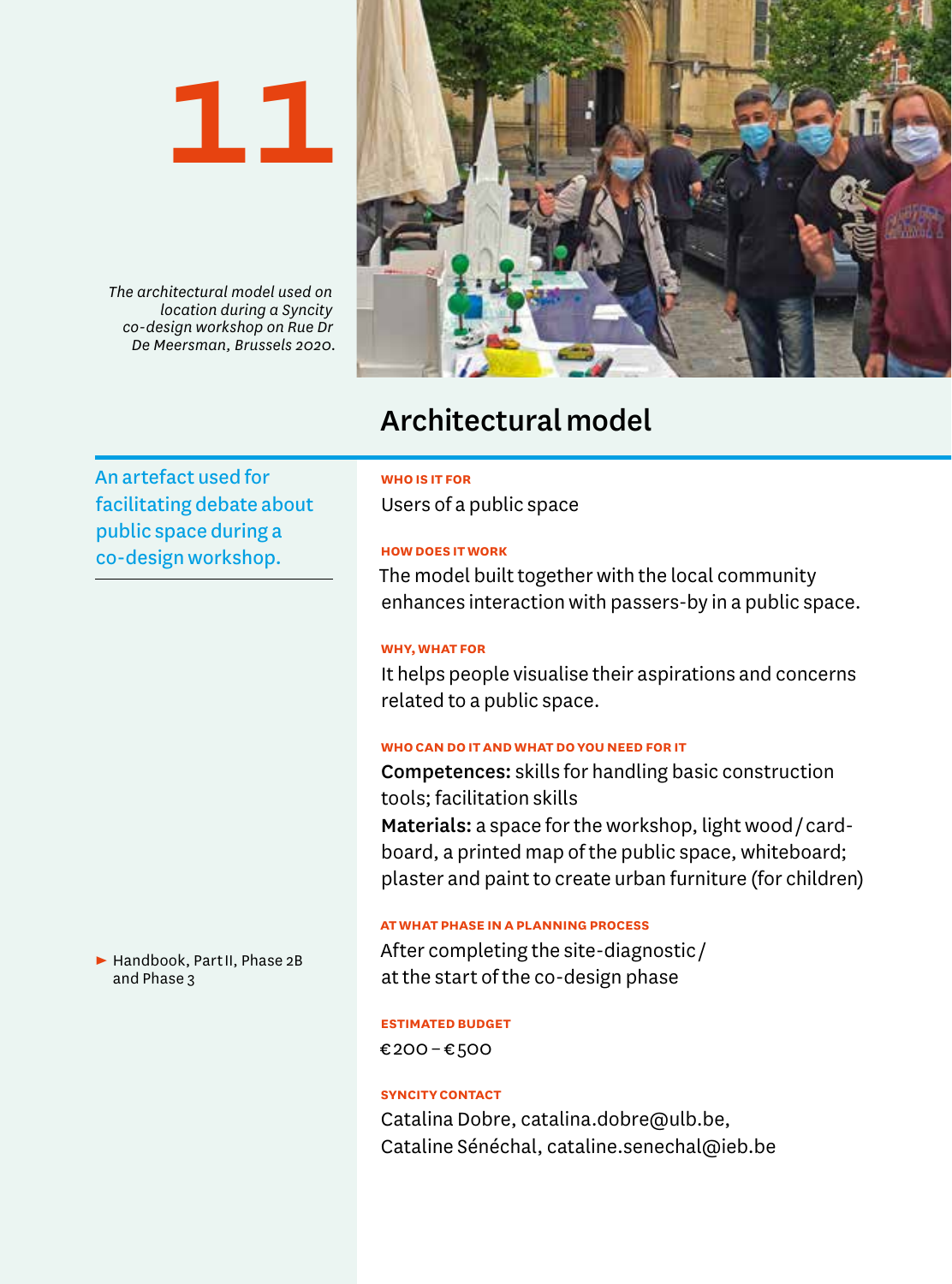11

*The architectural model used on location during a Syncity co-design workshop on Rue Dr De Meersman, Brussels 2020.*

## Architectural model

An artefact used for facilitating debate about public space during a co-design workshop.

**WHO IS IT FOR**

Users of a public space

**HOW DOES IT WORK**

The model built together with the local community enhances interaction with passers-by in a public space.

**WHY, WHAT FOR**

It helps people visualise their aspirations and concerns related to a public space.

**WHO CAN DO IT AND WHAT DO YOU NEED FOR IT**

**Competences:** skills for handling basic construction tools; facilitation skills

**Materials:** a space for the workshop, light wood / cardboard, a printed map of the public space, whiteboard; plaster and paint to create urban furniture (for children)

**AT WHAT PHASE IN A PLANNING PROCESS**

After completing the site-diagnostic / at the start of the co-design phase

► Handbook, Part II, Phase 2B and Phase 3

**ESTIMATED BUDGET**

€200 – €500

**SYNCITY CONTACT**

Catalina Dobre, catalina.dobre@ulb.be,
Cataline Sénéchal, cataline.senechal@ieb.be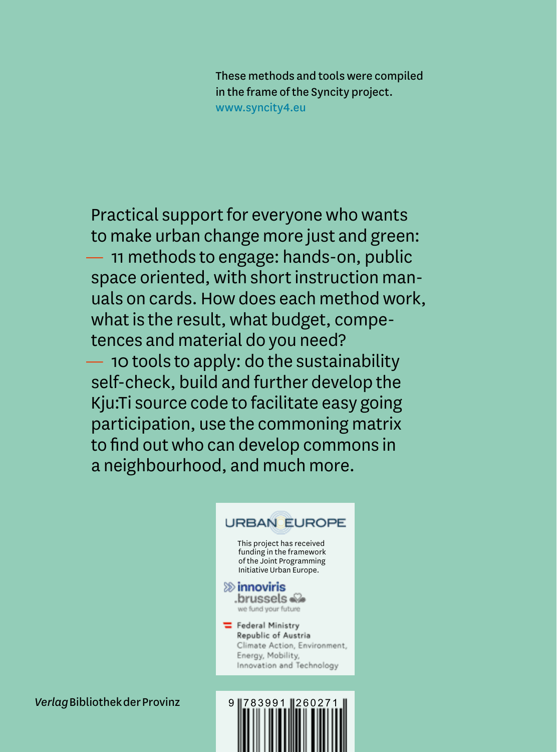These methods and tools were compiled in the frame of the Syncity project.
www.syncity4.eu

Practical support for everyone who wants to make urban change more just and green:

— 11 methods to engage: hands-on, public space oriented, with short instruction manuals on cards. How does each method work, what is the result, what budget, competences and material do you need?

— 10 tools to apply: do the sustainability self-check, build and further develop the Kju:Ti source code to facilitate easy going participation, use the commoning matrix to find out who can develop commons in a neighbourhood, and much more.

URBAN EUROPE

This project has received funding in the framework of the Joint Programming Initiative Urban Europe.

innoviris.brussels
we fund your future

Federal Ministry
Republic of Austria
Climate Action, Environment, Energy, Mobility, Innovation and Technology

*Verlag* Bibliothek der Provinz

9 783991 260271